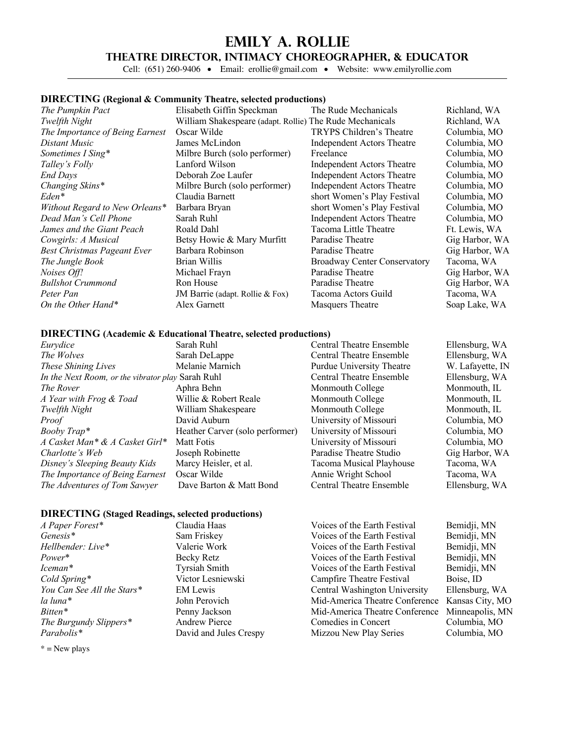# Emily A. Rollie

## Theatre Director, Intimacy Choreographer, & Educator

Cell: (651) 260-9406 • Email: erollie@gmail.com • Website: www.emilyrollie.com

### DIRECTING (Regional & Community Theatre, selected productions)

| | | | |
|---|---|---|---|
| *The Pumpkin Pact* | Elisabeth Giffin Speckman | The Rude Mechanicals | Richland, WA |
| *Twelfth Night* | William Shakespeare (adapt. Rollie) | The Rude Mechanicals | Richland, WA |
| *The Importance of Being Earnest* | Oscar Wilde | TRYPS Children's Theatre | Columbia, MO |
| *Distant Music* | James McLindon | Independent Actors Theatre | Columbia, MO |
| *Sometimes I Sing** | Milbre Burch (solo performer) | Freelance | Columbia, MO |
| *Talley's Folly* | Lanford Wilson | Independent Actors Theatre | Columbia, MO |
| *End Days* | Deborah Zoe Laufer | Independent Actors Theatre | Columbia, MO |
| *Changing Skins** | Milbre Burch (solo performer) | Independent Actors Theatre | Columbia, MO |
| *Eden** | Claudia Barnett | short Women's Play Festival | Columbia, MO |
| *Without Regard to New Orleans** | Barbara Bryan | short Women's Play Festival | Columbia, MO |
| *Dead Man's Cell Phone* | Sarah Ruhl | Independent Actors Theatre | Columbia, MO |
| *James and the Giant Peach* | Roald Dahl | Tacoma Little Theatre | Ft. Lewis, WA |
| *Cowgirls: A Musical* | Betsy Howie & Mary Murfitt | Paradise Theatre | Gig Harbor, WA |
| *Best Christmas Pageant Ever* | Barbara Robinson | Paradise Theatre | Gig Harbor, WA |
| *The Jungle Book* | Brian Willis | Broadway Center Conservatory | Tacoma, WA |
| *Noises Off!* | Michael Frayn | Paradise Theatre | Gig Harbor, WA |
| *Bullshot Crummond* | Ron House | Paradise Theatre | Gig Harbor, WA |
| *Peter Pan* | JM Barrie (adapt. Rollie & Fox) | Tacoma Actors Guild | Tacoma, WA |
| *On the Other Hand** | Alex Garnett | Masquers Theatre | Soap Lake, WA |

### DIRECTING (Academic & Educational Theatre, selected productions)

| | | | |
|---|---|---|---|
| *Eurydice* | Sarah Ruhl | Central Theatre Ensemble | Ellensburg, WA |
| *The Wolves* | Sarah DeLappe | Central Theatre Ensemble | Ellensburg, WA |
| *These Shining Lives* | Melanie Marnich | Purdue University Theatre | W. Lafayette, IN |
| *In the Next Room, or the vibrator play* | Sarah Ruhl | Central Theatre Ensemble | Ellensburg, WA |
| *The Rover* | Aphra Behn | Monmouth College | Monmouth, IL |
| *A Year with Frog & Toad* | Willie & Robert Reale | Monmouth College | Monmouth, IL |
| *Twelfth Night* | William Shakespeare | Monmouth College | Monmouth, IL |
| *Proof* | David Auburn | University of Missouri | Columbia, MO |
| *Booby Trap** | Heather Carver (solo performer) | University of Missouri | Columbia, MO |
| *A Casket Man* & A Casket Girl** | Matt Fotis | University of Missouri | Columbia, MO |
| *Charlotte's Web* | Joseph Robinette | Paradise Theatre Studio | Gig Harbor, WA |
| *Disney's Sleeping Beauty Kids* | Marcy Heisler, et al. | Tacoma Musical Playhouse | Tacoma, WA |
| *The Importance of Being Earnest* | Oscar Wilde | Annie Wright School | Tacoma, WA |
| *The Adventures of Tom Sawyer* | Dave Barton & Matt Bond | Central Theatre Ensemble | Ellensburg, WA |

### DIRECTING (Staged Readings, selected productions)

| | | | |
|---|---|---|---|
| *A Paper Forest** | Claudia Haas | Voices of the Earth Festival | Bemidji, MN |
| *Genesis** | Sam Friskey | Voices of the Earth Festival | Bemidji, MN |
| *Hellbender: Live** | Valerie Work | Voices of the Earth Festival | Bemidji, MN |
| *Power** | Becky Retz | Voices of the Earth Festival | Bemidji, MN |
| *Iceman** | Tyrsiah Smith | Voices of the Earth Festival | Bemidji, MN |
| *Cold Spring** | Victor Lesniewski | Campfire Theatre Festival | Boise, ID |
| *You Can See All the Stars** | EM Lewis | Central Washington University | Ellensburg, WA |
| *la luna** | John Perovich | Mid-America Theatre Conference | Kansas City, MO |
| *Bitten** | Penny Jackson | Mid-America Theatre Conference | Minneapolis, MN |
| *The Burgundy Slippers** | Andrew Pierce | Comedies in Concert | Columbia, MO |
| *Parabolis** | David and Jules Crespy | Mizzou New Play Series | Columbia, MO |

* = New plays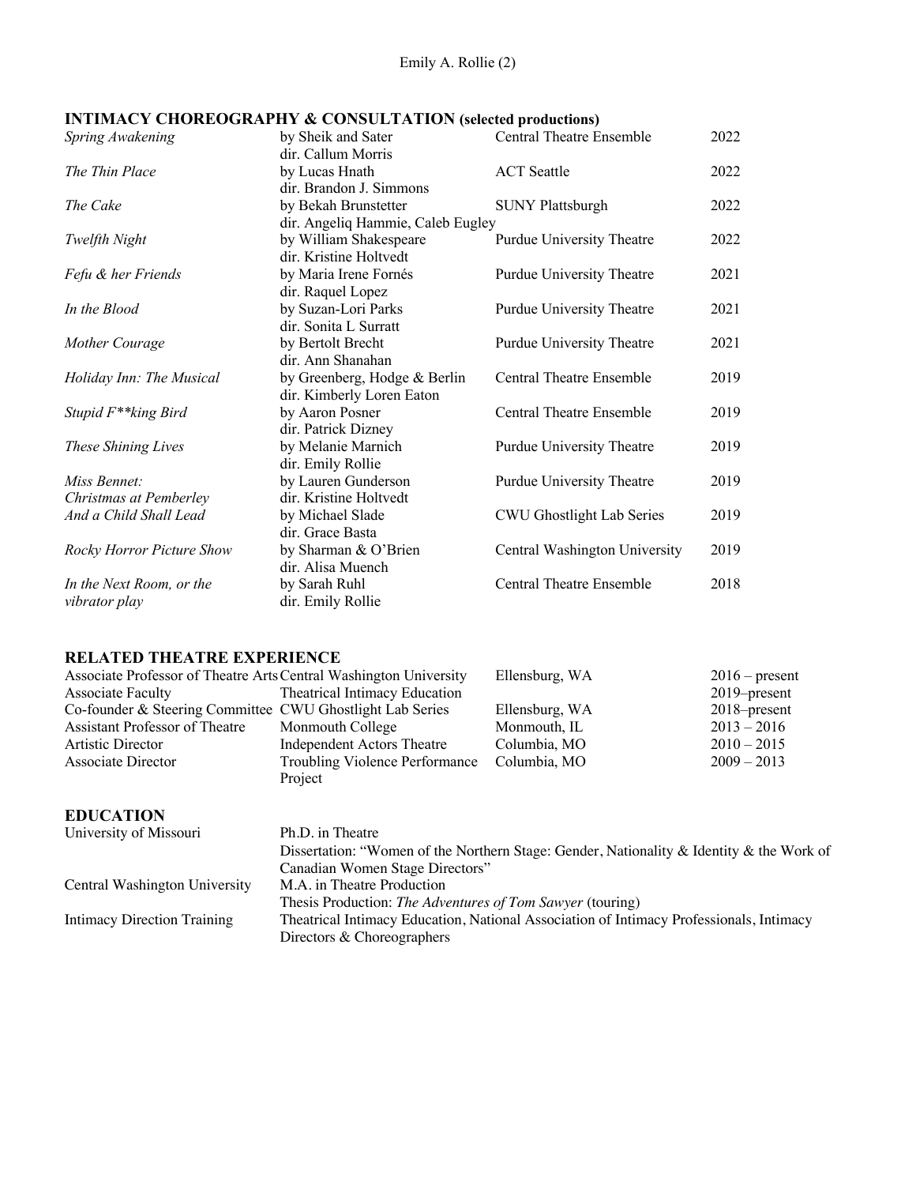## INTIMACY CHOREOGRAPHY & CONSULTATION (selected productions)

| | | | |
|---|---|---|---|
| *Spring Awakening* | by Sheik and Sater<br>dir. Callum Morris | Central Theatre Ensemble | 2022 |
| *The Thin Place* | by Lucas Hnath<br>dir. Brandon J. Simmons | ACT Seattle | 2022 |
| *The Cake* | by Bekah Brunstetter<br>dir. Angeliq Hammie, Caleb Eugley | SUNY Plattsburgh | 2022 |
| *Twelfth Night* | by William Shakespeare<br>dir. Kristine Holtvedt | Purdue University Theatre | 2022 |
| *Fefu & her Friends* | by Maria Irene Fornés<br>dir. Raquel Lopez | Purdue University Theatre | 2021 |
| *In the Blood* | by Suzan-Lori Parks<br>dir. Sonita L Surratt | Purdue University Theatre | 2021 |
| *Mother Courage* | by Bertolt Brecht<br>dir. Ann Shanahan | Purdue University Theatre | 2021 |
| *Holiday Inn: The Musical* | by Greenberg, Hodge & Berlin<br>dir. Kimberly Loren Eaton | Central Theatre Ensemble | 2019 |
| *Stupid F**king Bird* | by Aaron Posner<br>dir. Patrick Dizney | Central Theatre Ensemble | 2019 |
| *These Shining Lives* | by Melanie Marnich<br>dir. Emily Rollie | Purdue University Theatre | 2019 |
| *Miss Bennet: Christmas at Pemberley* | by Lauren Gunderson<br>dir. Kristine Holtvedt | Purdue University Theatre | 2019 |
| *And a Child Shall Lead* | by Michael Slade<br>dir. Grace Basta | CWU Ghostlight Lab Series | 2019 |
| *Rocky Horror Picture Show* | by Sharman & O'Brien<br>dir. Alisa Muench | Central Washington University | 2019 |
| *In the Next Room, or the vibrator play* | by Sarah Ruhl<br>dir. Emily Rollie | Central Theatre Ensemble | 2018 |

## RELATED THEATRE EXPERIENCE

| | | | |
|---|---|---|---|
| Associate Professor of Theatre Arts | Central Washington University | Ellensburg, WA | 2016 – present |
| Associate Faculty | Theatrical Intimacy Education | | 2019–present |
| Co-founder & Steering Committee | CWU Ghostlight Lab Series | Ellensburg, WA | 2018–present |
| Assistant Professor of Theatre | Monmouth College | Monmouth, IL | 2013 – 2016 |
| Artistic Director | Independent Actors Theatre | Columbia, MO | 2010 – 2015 |
| Associate Director | Troubling Violence Performance Project | Columbia, MO | 2009 – 2013 |

## EDUCATION

| | |
|---|---|
| University of Missouri | Ph.D. in Theatre<br>Dissertation: "Women of the Northern Stage: Gender, Nationality & Identity & the Work of Canadian Women Stage Directors" |
| Central Washington University | M.A. in Theatre Production<br>Thesis Production: *The Adventures of Tom Sawyer* (touring) |
| Intimacy Direction Training | Theatrical Intimacy Education, National Association of Intimacy Professionals, Intimacy Directors & Choreographers |